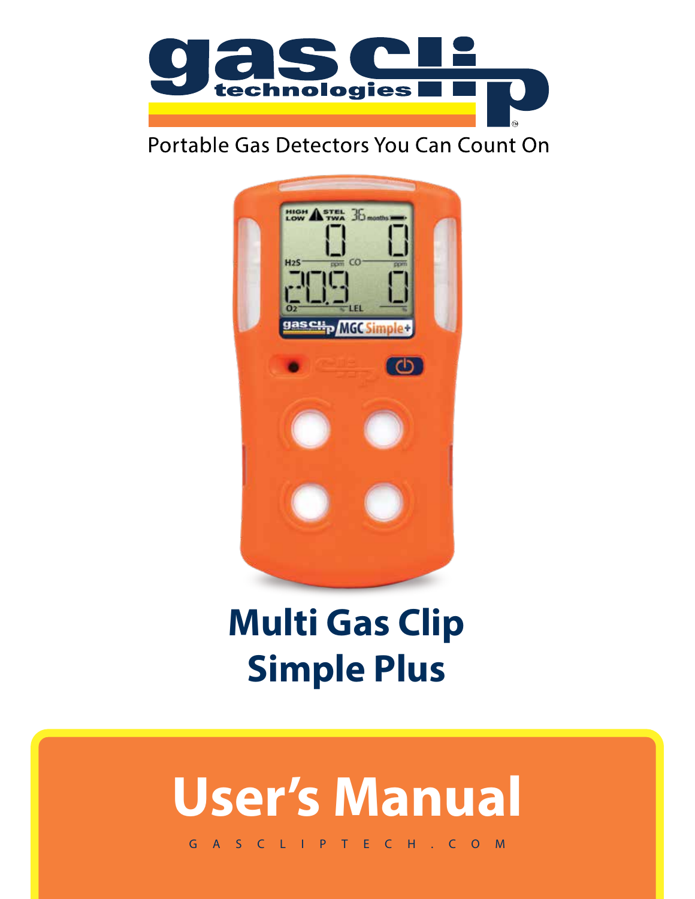gas clip technologies

Portable Gas Detectors You Can Count On

# Multi Gas Clip Simple Plus

# User's Manual

GASCLIPTECH.COM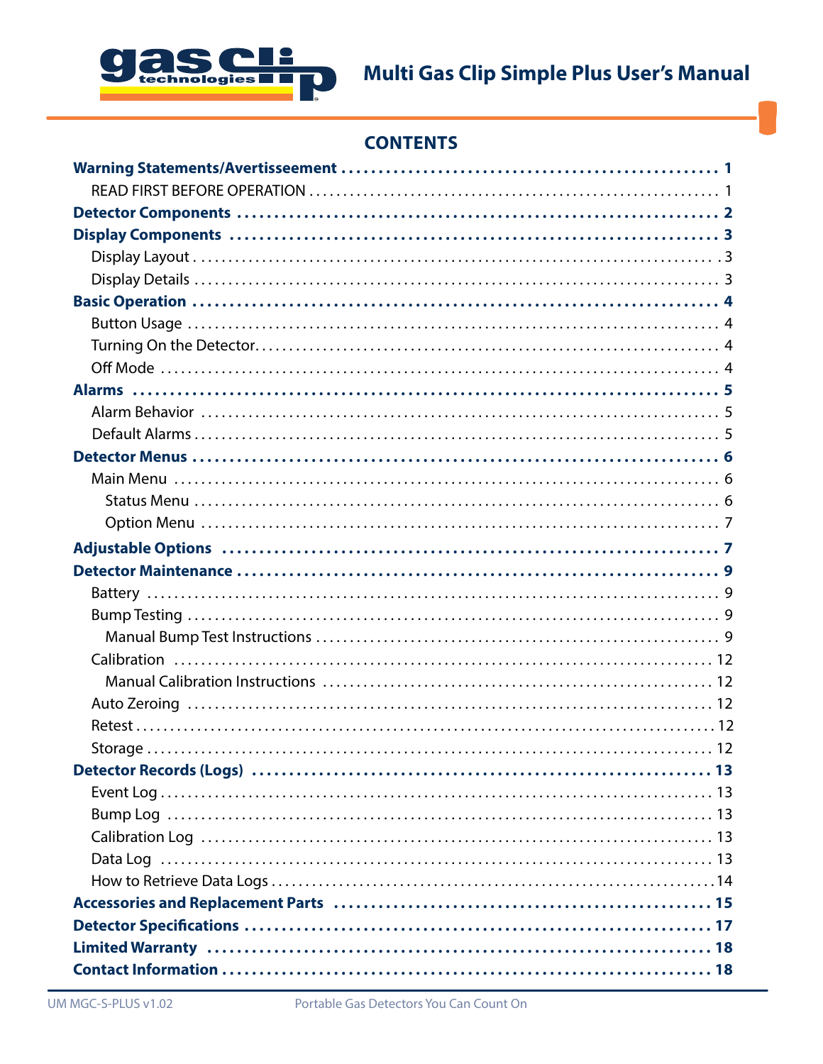# CONTENTS

**Warning Statements/Avertisseement** ..... **1**

- READ FIRST BEFORE OPERATION ..... 1

**Detector Components** ..... **2**

**Display Components** ..... **3**

- Display Layout ..... 3
- Display Details ..... 3

**Basic Operation** ..... **4**

- Button Usage ..... 4
- Turning On the Detector ..... 4
- Off Mode ..... 4

**Alarms** ..... **5**

- Alarm Behavior ..... 5
- Default Alarms ..... 5

**Detector Menus** ..... **6**

- Main Menu ..... 6
  - Status Menu ..... 6
  - Option Menu ..... 7

**Adjustable Options** ..... **7**

**Detector Maintenance** ..... **9**

- Battery ..... 9
- Bump Testing ..... 9
  - Manual Bump Test Instructions ..... 9
- Calibration ..... 12
  - Manual Calibration Instructions ..... 12
- Auto Zeroing ..... 12
- Retest ..... 12
- Storage ..... 12

**Detector Records (Logs)** ..... **13**

- Event Log ..... 13
- Bump Log ..... 13
- Calibration Log ..... 13
- Data Log ..... 13
- How to Retrieve Data Logs ..... 14

**Accessories and Replacement Parts** ..... **15**

**Detector Specifications** ..... **17**

**Limited Warranty** ..... **18**

**Contact Information** ..... **18**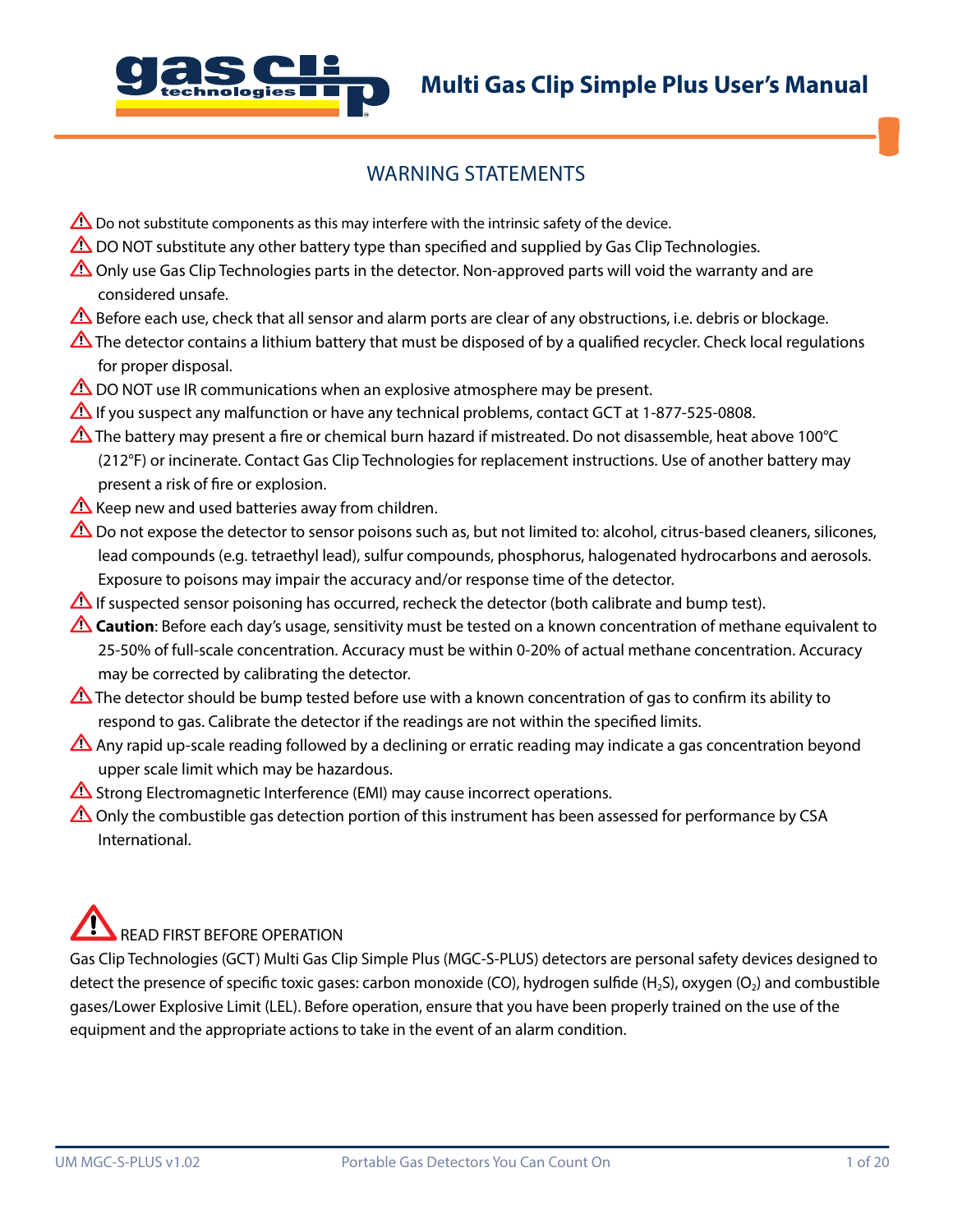## WARNING STATEMENTS

⚠ Do not substitute components as this may interfere with the intrinsic safety of the device.

⚠ DO NOT substitute any other battery type than specified and supplied by Gas Clip Technologies.

⚠ Only use Gas Clip Technologies parts in the detector. Non-approved parts will void the warranty and are considered unsafe.

⚠ Before each use, check that all sensor and alarm ports are clear of any obstructions, i.e. debris or blockage.

⚠ The detector contains a lithium battery that must be disposed of by a qualified recycler. Check local regulations for proper disposal.

⚠ DO NOT use IR communications when an explosive atmosphere may be present.

⚠ If you suspect any malfunction or have any technical problems, contact GCT at 1-877-525-0808.

⚠ The battery may present a fire or chemical burn hazard if mistreated. Do not disassemble, heat above 100°C (212°F) or incinerate. Contact Gas Clip Technologies for replacement instructions. Use of another battery may present a risk of fire or explosion.

⚠ Keep new and used batteries away from children.

⚠ Do not expose the detector to sensor poisons such as, but not limited to: alcohol, citrus-based cleaners, silicones, lead compounds (e.g. tetraethyl lead), sulfur compounds, phosphorus, halogenated hydrocarbons and aerosols. Exposure to poisons may impair the accuracy and/or response time of the detector.

⚠ If suspected sensor poisoning has occurred, recheck the detector (both calibrate and bump test).

⚠ **Caution**: Before each day's usage, sensitivity must be tested on a known concentration of methane equivalent to 25-50% of full-scale concentration. Accuracy must be within 0-20% of actual methane concentration. Accuracy may be corrected by calibrating the detector.

⚠ The detector should be bump tested before use with a known concentration of gas to confirm its ability to respond to gas. Calibrate the detector if the readings are not within the specified limits.

⚠ Any rapid up-scale reading followed by a declining or erratic reading may indicate a gas concentration beyond upper scale limit which may be hazardous.

⚠ Strong Electromagnetic Interference (EMI) may cause incorrect operations.

⚠ Only the combustible gas detection portion of this instrument has been assessed for performance by CSA International.

### ⚠ READ FIRST BEFORE OPERATION

Gas Clip Technologies (GCT) Multi Gas Clip Simple Plus (MGC-S-PLUS) detectors are personal safety devices designed to detect the presence of specific toxic gases: carbon monoxide (CO), hydrogen sulfide ($H_2S$), oxygen ($O_2$) and combustible gases/Lower Explosive Limit (LEL). Before operation, ensure that you have been properly trained on the use of the equipment and the appropriate actions to take in the event of an alarm condition.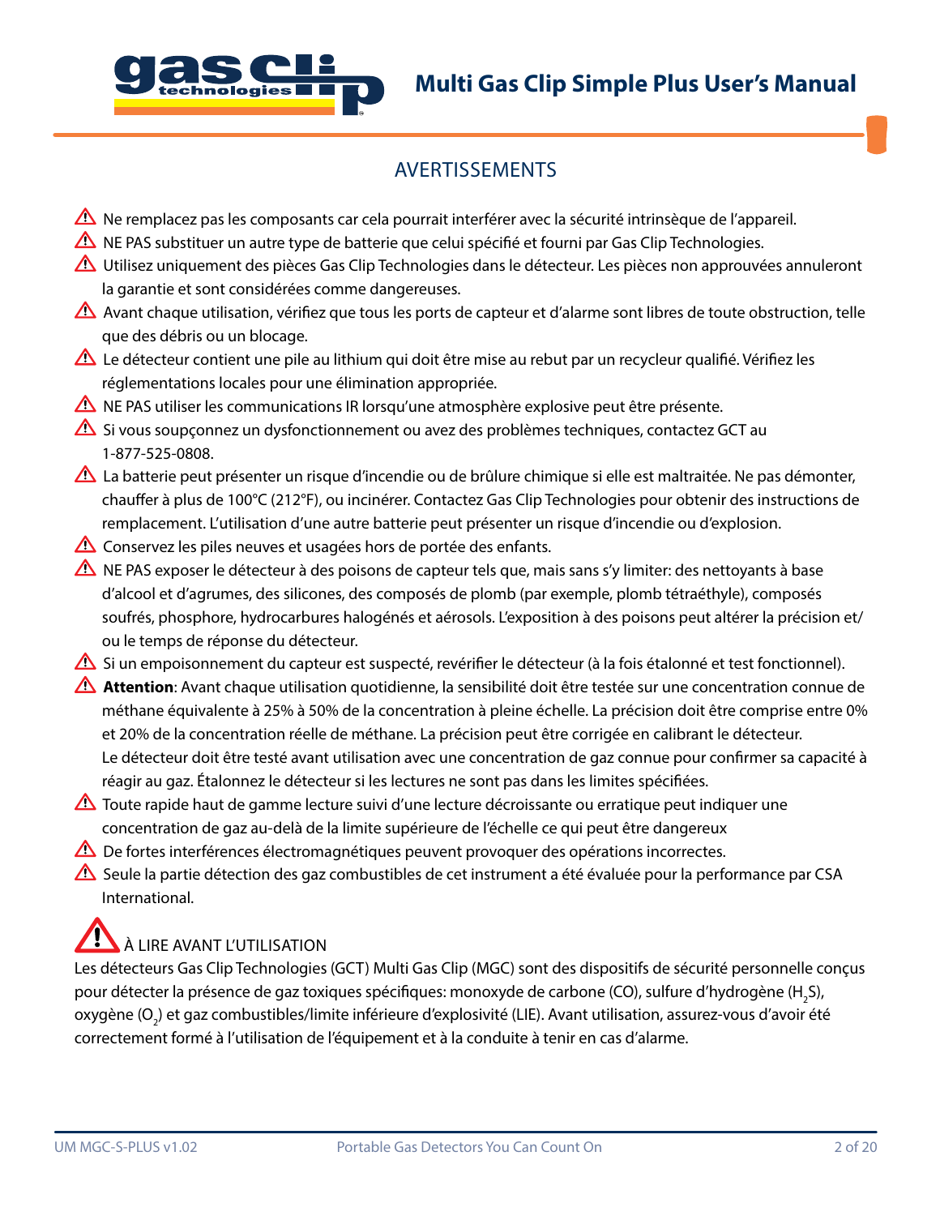## AVERTISSEMENTS

- ⚠ Ne remplacez pas les composants car cela pourrait interférer avec la sécurité intrinsèque de l'appareil.
- ⚠ NE PAS substituer un autre type de batterie que celui spécifié et fourni par Gas Clip Technologies.
- ⚠ Utilisez uniquement des pièces Gas Clip Technologies dans le détecteur. Les pièces non approuvées annuleront la garantie et sont considérées comme dangereuses.
- ⚠ Avant chaque utilisation, vérifiez que tous les ports de capteur et d'alarme sont libres de toute obstruction, telle que des débris ou un blocage.
- ⚠ Le détecteur contient une pile au lithium qui doit être mise au rebut par un recycleur qualifié. Vérifiez les réglementations locales pour une élimination appropriée.
- ⚠ NE PAS utiliser les communications IR lorsqu'une atmosphère explosive peut être présente.
- ⚠ Si vous soupçonnez un dysfonctionnement ou avez des problèmes techniques, contactez GCT au 1-877-525-0808.
- ⚠ La batterie peut présenter un risque d'incendie ou de brûlure chimique si elle est maltraitée. Ne pas démonter, chauffer à plus de 100°C (212°F), ou incinérer. Contactez Gas Clip Technologies pour obtenir des instructions de remplacement. L'utilisation d'une autre batterie peut présenter un risque d'incendie ou d'explosion.
- ⚠ Conservez les piles neuves et usagées hors de portée des enfants.
- ⚠ NE PAS exposer le détecteur à des poisons de capteur tels que, mais sans s'y limiter: des nettoyants à base d'alcool et d'agrumes, des silicones, des composés de plomb (par exemple, plomb tétraéthyle), composés soufrés, phosphore, hydrocarbures halogénés et aérosols. L'exposition à des poisons peut altérer la précision et/ou le temps de réponse du détecteur.
- ⚠ Si un empoisonnement du capteur est suspecté, revérifier le détecteur (à la fois étalonné et test fonctionnel).
- ⚠ **Attention**: Avant chaque utilisation quotidienne, la sensibilité doit être testée sur une concentration connue de méthane équivalente à 25% à 50% de la concentration à pleine échelle. La précision doit être comprise entre 0% et 20% de la concentration réelle de méthane. La précision peut être corrigée en calibrant le détecteur. Le détecteur doit être testé avant utilisation avec une concentration de gaz connue pour confirmer sa capacité à réagir au gaz. Étalonnez le détecteur si les lectures ne sont pas dans les limites spécifiées.
- ⚠ Toute rapide haut de gamme lecture suivi d'une lecture décroissante ou erratique peut indiquer une concentration de gaz au-delà de la limite supérieure de l'échelle ce qui peut être dangereux
- ⚠ De fortes interférences électromagnétiques peuvent provoquer des opérations incorrectes.
- ⚠ Seule la partie détection des gaz combustibles de cet instrument a été évaluée pour la performance par CSA International.

### ⚠ À LIRE AVANT L'UTILISATION

Les détecteurs Gas Clip Technologies (GCT) Multi Gas Clip (MGC) sont des dispositifs de sécurité personnelle conçus pour détecter la présence de gaz toxiques spécifiques: monoxyde de carbone (CO), sulfure d'hydrogène ($H_2S$), oxygène ($O_2$) et gaz combustibles/limite inférieure d'explosivité (LIE). Avant utilisation, assurez-vous d'avoir été correctement formé à l'utilisation de l'équipement et à la conduite à tenir en cas d'alarme.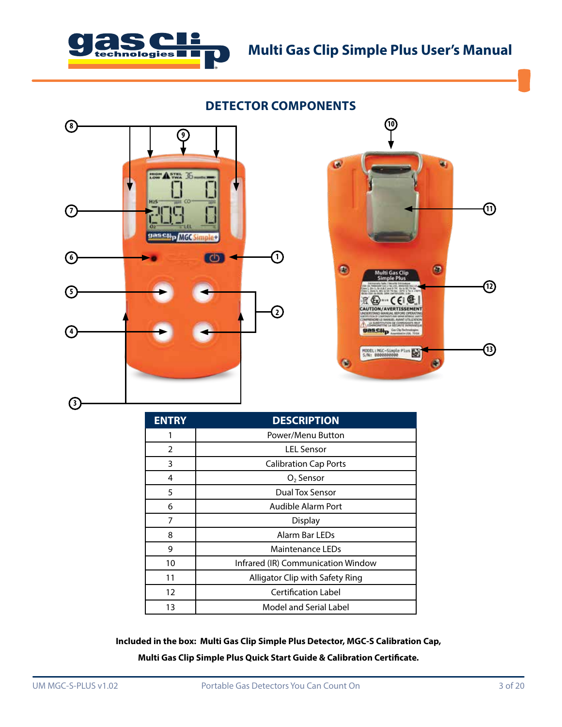## DETECTOR COMPONENTS

| ENTRY | DESCRIPTION |
|---|---|
| 1 | Power/Menu Button |
| 2 | LEL Sensor |
| 3 | Calibration Cap Ports |
| 4 | $O_2$ Sensor |
| 5 | Dual Tox Sensor |
| 6 | Audible Alarm Port |
| 7 | Display |
| 8 | Alarm Bar LEDs |
| 9 | Maintenance LEDs |
| 10 | Infrared (IR) Communication Window |
| 11 | Alligator Clip with Safety Ring |
| 12 | Certification Label |
| 13 | Model and Serial Label |

**Included in the box: Multi Gas Clip Simple Plus Detector, MGC-S Calibration Cap, Multi Gas Clip Simple Plus Quick Start Guide & Calibration Certificate.**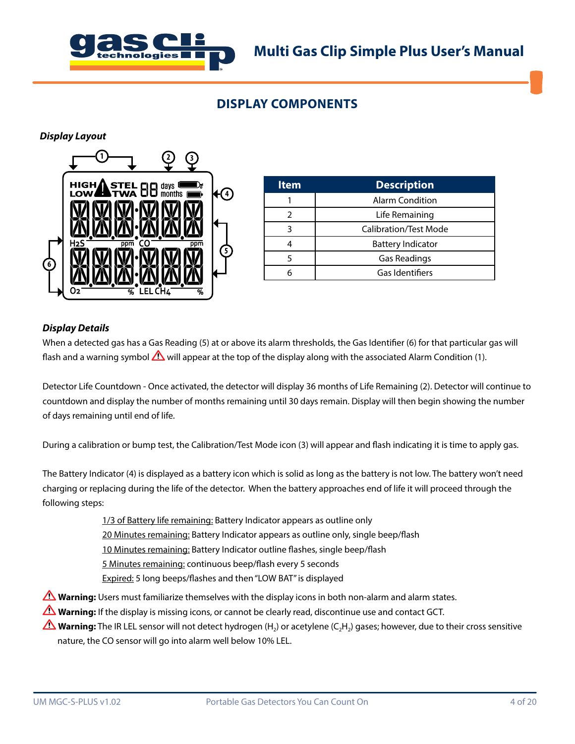## DISPLAY COMPONENTS

***Display Layout***

| Item | Description |
| --- | --- |
| 1 | Alarm Condition |
| 2 | Life Remaining |
| 3 | Calibration/Test Mode |
| 4 | Battery Indicator |
| 5 | Gas Readings |
| 6 | Gas Identifiers |

***Display Details***

When a detected gas has a Gas Reading (5) at or above its alarm thresholds, the Gas Identifier (6) for that particular gas will flash and a warning symbol ⚠ will appear at the top of the display along with the associated Alarm Condition (1).

Detector Life Countdown - Once activated, the detector will display 36 months of Life Remaining (2). Detector will continue to countdown and display the number of months remaining until 30 days remain. Display will then begin showing the number of days remaining until end of life.

During a calibration or bump test, the Calibration/Test Mode icon (3) will appear and flash indicating it is time to apply gas.

The Battery Indicator (4) is displayed as a battery icon which is solid as long as the battery is not low. The battery won't need charging or replacing during the life of the detector. When the battery approaches end of life it will proceed through the following steps:

- 1/3 of Battery life remaining: Battery Indicator appears as outline only
- 20 Minutes remaining: Battery Indicator appears as outline only, single beep/flash
- 10 Minutes remaining: Battery Indicator outline flashes, single beep/flash
- 5 Minutes remaining: continuous beep/flash every 5 seconds
- Expired: 5 long beeps/flashes and then "LOW BAT" is displayed

⚠ **Warning:** Users must familiarize themselves with the display icons in both non-alarm and alarm states.

⚠ **Warning:** If the display is missing icons, or cannot be clearly read, discontinue use and contact GCT.

⚠ **Warning:** The IR LEL sensor will not detect hydrogen ($H_2$) or acetylene ($C_2H_2$) gases; however, due to their cross sensitive nature, the CO sensor will go into alarm well below 10% LEL.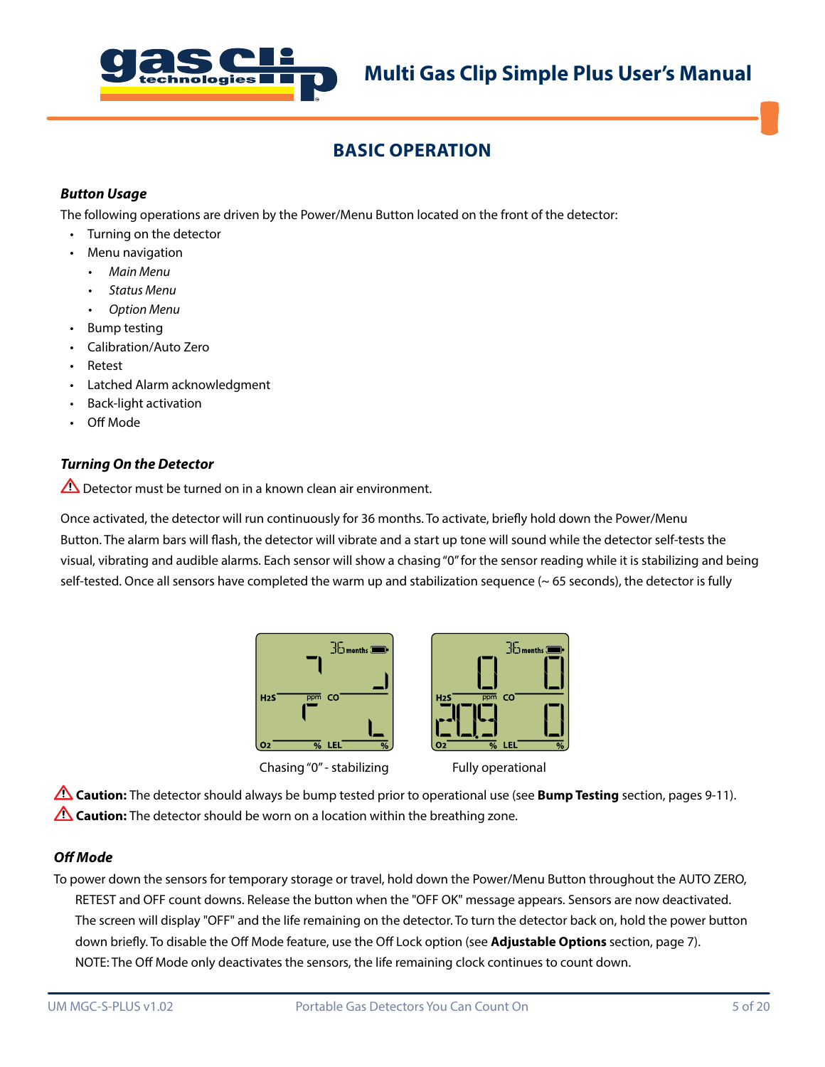## BASIC OPERATION

### *Button Usage*

The following operations are driven by the Power/Menu Button located on the front of the detector:

- Turning on the detector
- Menu navigation
  - *Main Menu*
  - *Status Menu*
  - *Option Menu*
- Bump testing
- Calibration/Auto Zero
- Retest
- Latched Alarm acknowledgment
- Back-light activation
- Off Mode

### *Turning On the Detector*

⚠ Detector must be turned on in a known clean air environment.

Once activated, the detector will run continuously for 36 months. To activate, briefly hold down the Power/Menu Button. The alarm bars will flash, the detector will vibrate and a start up tone will sound while the detector self-tests the visual, vibrating and audible alarms. Each sensor will show a chasing "0" for the sensor reading while it is stabilizing and being self-tested. Once all sensors have completed the warm up and stabilization sequence (~ 65 seconds), the detector is fully

Chasing "0" - stabilizing

Fully operational

⚠ **Caution:** The detector should always be bump tested prior to operational use (see **Bump Testing** section, pages 9-11).

⚠ **Caution:** The detector should be worn on a location within the breathing zone.

### *Off Mode*

To power down the sensors for temporary storage or travel, hold down the Power/Menu Button throughout the AUTO ZERO, RETEST and OFF count downs. Release the button when the "OFF OK" message appears. Sensors are now deactivated. The screen will display "OFF" and the life remaining on the detector. To turn the detector back on, hold the power button down briefly. To disable the Off Mode feature, use the Off Lock option (see **Adjustable Options** section, page 7). NOTE: The Off Mode only deactivates the sensors, the life remaining clock continues to count down.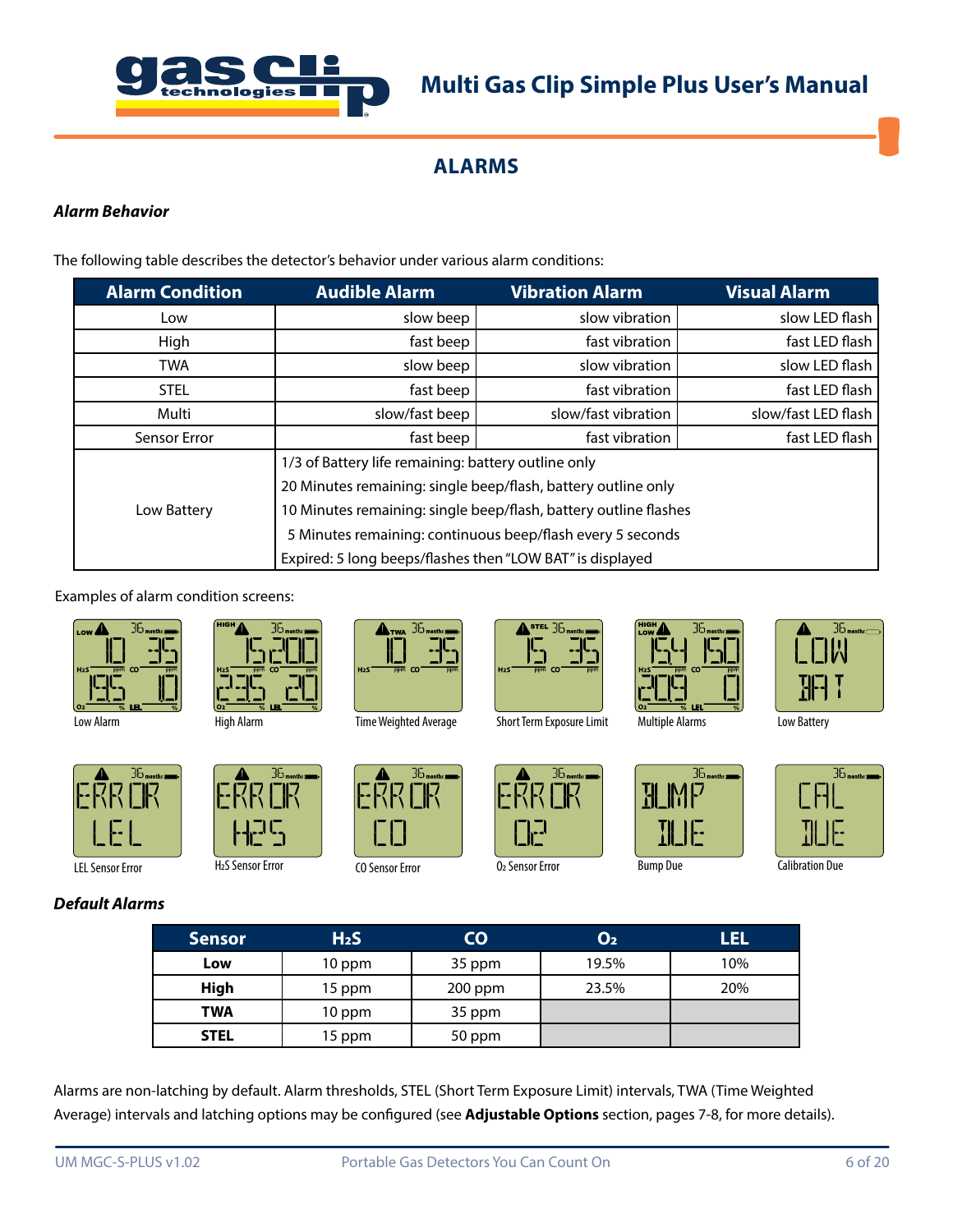## ALARMS

### *Alarm Behavior*

The following table describes the detector's behavior under various alarm conditions:

| Alarm Condition | Audible Alarm | Vibration Alarm | Visual Alarm |
|---|---|---|---|
| Low | slow beep | slow vibration | slow LED flash |
| High | fast beep | fast vibration | fast LED flash |
| TWA | slow beep | slow vibration | slow LED flash |
| STEL | fast beep | fast vibration | fast LED flash |
| Multi | slow/fast beep | slow/fast vibration | slow/fast LED flash |
| Sensor Error | fast beep | fast vibration | fast LED flash |
| Low Battery | 1/3 of Battery life remaining: battery outline only<br>20 Minutes remaining: single beep/flash, battery outline only<br>10 Minutes remaining: single beep/flash, battery outline flashes<br>5 Minutes remaining: continuous beep/flash every 5 seconds<br>Expired: 5 long beeps/flashes then "LOW BAT" is displayed | | |

Examples of alarm condition screens:

Low Alarm — High Alarm — Time Weighted Average — Short Term Exposure Limit — Multiple Alarms — Low Battery

LEL Sensor Error — $H_2S$ Sensor Error — CO Sensor Error — $O_2$ Sensor Error — Bump Due — Calibration Due

### *Default Alarms*

| Sensor | $H_2S$ | CO | $O_2$ | LEL |
|---|---|---|---|---|
| **Low** | 10 ppm | 35 ppm | 19.5% | 10% |
| **High** | 15 ppm | 200 ppm | 23.5% | 20% |
| **TWA** | 10 ppm | 35 ppm | | |
| **STEL** | 15 ppm | 50 ppm | | |

Alarms are non-latching by default. Alarm thresholds, STEL (Short Term Exposure Limit) intervals, TWA (Time Weighted Average) intervals and latching options may be configured (see **Adjustable Options** section, pages 7-8, for more details).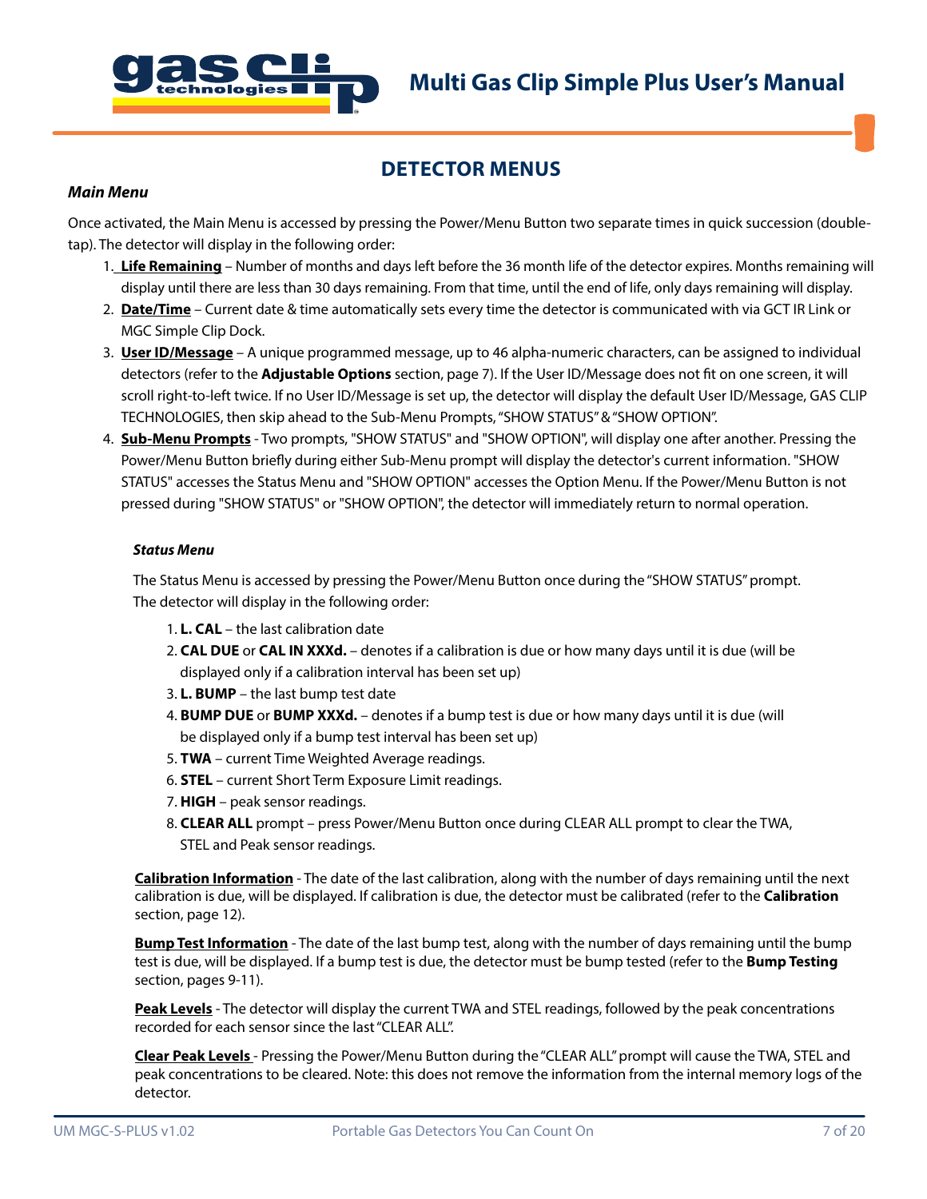## DETECTOR MENUS

***Main Menu***

Once activated, the Main Menu is accessed by pressing the Power/Menu Button two separate times in quick succession (double-tap). The detector will display in the following order:

1. **Life Remaining** – Number of months and days left before the 36 month life of the detector expires. Months remaining will display until there are less than 30 days remaining. From that time, until the end of life, only days remaining will display.
2. **Date/Time** – Current date & time automatically sets every time the detector is communicated with via GCT IR Link or MGC Simple Clip Dock.
3. **User ID/Message** – A unique programmed message, up to 46 alpha-numeric characters, can be assigned to individual detectors (refer to the **Adjustable Options** section, page 7). If the User ID/Message does not fit on one screen, it will scroll right-to-left twice. If no User ID/Message is set up, the detector will display the default User ID/Message, GAS CLIP TECHNOLOGIES, then skip ahead to the Sub-Menu Prompts, "SHOW STATUS" & "SHOW OPTION".
4. **Sub-Menu Prompts** - Two prompts, "SHOW STATUS" and "SHOW OPTION", will display one after another. Pressing the Power/Menu Button briefly during either Sub-Menu prompt will display the detector's current information. "SHOW STATUS" accesses the Status Menu and "SHOW OPTION" accesses the Option Menu. If the Power/Menu Button is not pressed during "SHOW STATUS" or "SHOW OPTION", the detector will immediately return to normal operation.

***Status Menu***

The Status Menu is accessed by pressing the Power/Menu Button once during the "SHOW STATUS" prompt. The detector will display in the following order:

1. **L. CAL** – the last calibration date
2. **CAL DUE** or **CAL IN XXXd.** – denotes if a calibration is due or how many days until it is due (will be displayed only if a calibration interval has been set up)
3. **L. BUMP** – the last bump test date
4. **BUMP DUE** or **BUMP XXXd.** – denotes if a bump test is due or how many days until it is due (will be displayed only if a bump test interval has been set up)
5. **TWA** – current Time Weighted Average readings.
6. **STEL** – current Short Term Exposure Limit readings.
7. **HIGH** – peak sensor readings.
8. **CLEAR ALL** prompt – press Power/Menu Button once during CLEAR ALL prompt to clear the TWA, STEL and Peak sensor readings.

**Calibration Information** - The date of the last calibration, along with the number of days remaining until the next calibration is due, will be displayed. If calibration is due, the detector must be calibrated (refer to the **Calibration** section, page 12).

**Bump Test Information** - The date of the last bump test, along with the number of days remaining until the bump test is due, will be displayed. If a bump test is due, the detector must be bump tested (refer to the **Bump Testing** section, pages 9-11).

**Peak Levels** - The detector will display the current TWA and STEL readings, followed by the peak concentrations recorded for each sensor since the last "CLEAR ALL".

**Clear Peak Levels** - Pressing the Power/Menu Button during the "CLEAR ALL" prompt will cause the TWA, STEL and peak concentrations to be cleared. Note: this does not remove the information from the internal memory logs of the detector.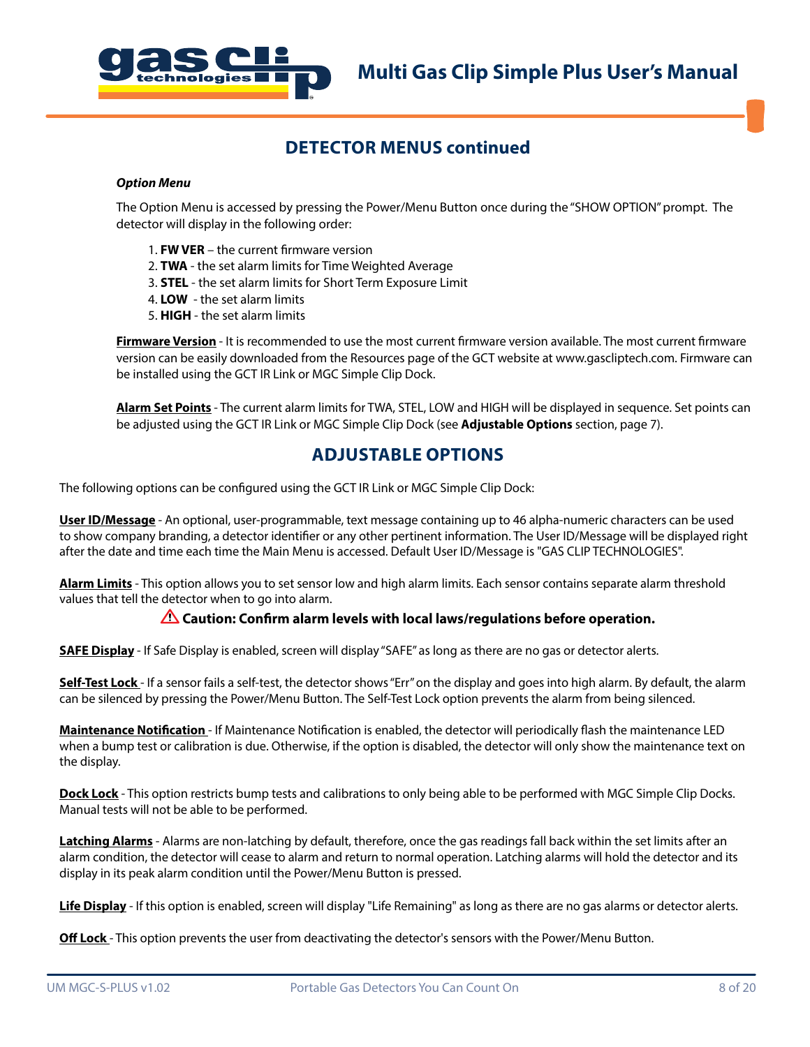## DETECTOR MENUS continued

***Option Menu***

The Option Menu is accessed by pressing the Power/Menu Button once during the "SHOW OPTION" prompt. The detector will display in the following order:

1. **FW VER** – the current firmware version
2. **TWA** - the set alarm limits for Time Weighted Average
3. **STEL** - the set alarm limits for Short Term Exposure Limit
4. **LOW** - the set alarm limits
5. **HIGH** - the set alarm limits

**Firmware Version** - It is recommended to use the most current firmware version available. The most current firmware version can be easily downloaded from the Resources page of the GCT website at www.gascliptech.com. Firmware can be installed using the GCT IR Link or MGC Simple Clip Dock.

**Alarm Set Points** - The current alarm limits for TWA, STEL, LOW and HIGH will be displayed in sequence. Set points can be adjusted using the GCT IR Link or MGC Simple Clip Dock (see **Adjustable Options** section, page 7).

## ADJUSTABLE OPTIONS

The following options can be configured using the GCT IR Link or MGC Simple Clip Dock:

**User ID/Message** - An optional, user-programmable, text message containing up to 46 alpha-numeric characters can be used to show company branding, a detector identifier or any other pertinent information. The User ID/Message will be displayed right after the date and time each time the Main Menu is accessed. Default User ID/Message is "GAS CLIP TECHNOLOGIES".

**Alarm Limits** - This option allows you to set sensor low and high alarm limits. Each sensor contains separate alarm threshold values that tell the detector when to go into alarm.

⚠ **Caution: Confirm alarm levels with local laws/regulations before operation.**

**SAFE Display** - If Safe Display is enabled, screen will display "SAFE" as long as there are no gas or detector alerts.

**Self-Test Lock** - If a sensor fails a self-test, the detector shows "Err" on the display and goes into high alarm. By default, the alarm can be silenced by pressing the Power/Menu Button. The Self-Test Lock option prevents the alarm from being silenced.

**Maintenance Notification** - If Maintenance Notification is enabled, the detector will periodically flash the maintenance LED when a bump test or calibration is due. Otherwise, if the option is disabled, the detector will only show the maintenance text on the display.

**Dock Lock** - This option restricts bump tests and calibrations to only being able to be performed with MGC Simple Clip Docks. Manual tests will not be able to be performed.

**Latching Alarms** - Alarms are non-latching by default, therefore, once the gas readings fall back within the set limits after an alarm condition, the detector will cease to alarm and return to normal operation. Latching alarms will hold the detector and its display in its peak alarm condition until the Power/Menu Button is pressed.

**Life Display** - If this option is enabled, screen will display "Life Remaining" as long as there are no gas alarms or detector alerts.

**Off Lock** - This option prevents the user from deactivating the detector's sensors with the Power/Menu Button.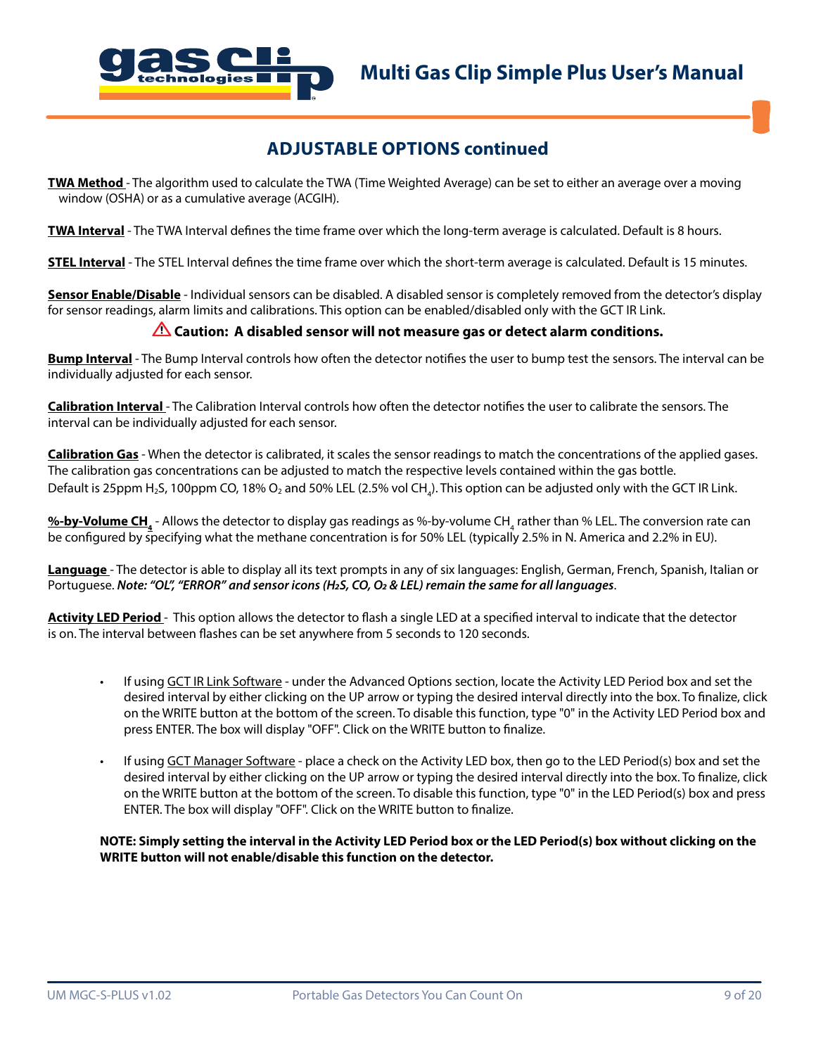## ADJUSTABLE OPTIONS continued

**TWA Method** - The algorithm used to calculate the TWA (Time Weighted Average) can be set to either an average over a moving window (OSHA) or as a cumulative average (ACGIH).

**TWA Interval** - The TWA Interval defines the time frame over which the long-term average is calculated. Default is 8 hours.

**STEL Interval** - The STEL Interval defines the time frame over which the short-term average is calculated. Default is 15 minutes.

**Sensor Enable/Disable** - Individual sensors can be disabled. A disabled sensor is completely removed from the detector's display for sensor readings, alarm limits and calibrations. This option can be enabled/disabled only with the GCT IR Link.

⚠ **Caution: A disabled sensor will not measure gas or detect alarm conditions.**

**Bump Interval** - The Bump Interval controls how often the detector notifies the user to bump test the sensors. The interval can be individually adjusted for each sensor.

**Calibration Interval** - The Calibration Interval controls how often the detector notifies the user to calibrate the sensors. The interval can be individually adjusted for each sensor.

**Calibration Gas** - When the detector is calibrated, it scales the sensor readings to match the concentrations of the applied gases. The calibration gas concentrations can be adjusted to match the respective levels contained within the gas bottle. Default is 25ppm $H_2S$, 100ppm CO, 18% $O_2$ and 50% LEL (2.5% vol $CH_4$). This option can be adjusted only with the GCT IR Link.

**%-by-Volume $CH_4$** - Allows the detector to display gas readings as %-by-volume $CH_4$ rather than % LEL. The conversion rate can be configured by specifying what the methane concentration is for 50% LEL (typically 2.5% in N. America and 2.2% in EU).

**Language** - The detector is able to display all its text prompts in any of six languages: English, German, French, Spanish, Italian or Portuguese. ***Note: "OL", "ERROR" and sensor icons ($H_2S$, CO, $O_2$ & LEL) remain the same for all languages***.

**Activity LED Period** - This option allows the detector to flash a single LED at a specified interval to indicate that the detector is on. The interval between flashes can be set anywhere from 5 seconds to 120 seconds.

- If using GCT IR Link Software - under the Advanced Options section, locate the Activity LED Period box and set the desired interval by either clicking on the UP arrow or typing the desired interval directly into the box. To finalize, click on the WRITE button at the bottom of the screen. To disable this function, type "0" in the Activity LED Period box and press ENTER. The box will display "OFF". Click on the WRITE button to finalize.
- If using GCT Manager Software - place a check on the Activity LED box, then go to the LED Period(s) box and set the desired interval by either clicking on the UP arrow or typing the desired interval directly into the box. To finalize, click on the WRITE button at the bottom of the screen. To disable this function, type "0" in the LED Period(s) box and press ENTER. The box will display "OFF". Click on the WRITE button to finalize.

**NOTE: Simply setting the interval in the Activity LED Period box or the LED Period(s) box without clicking on the WRITE button will not enable/disable this function on the detector.**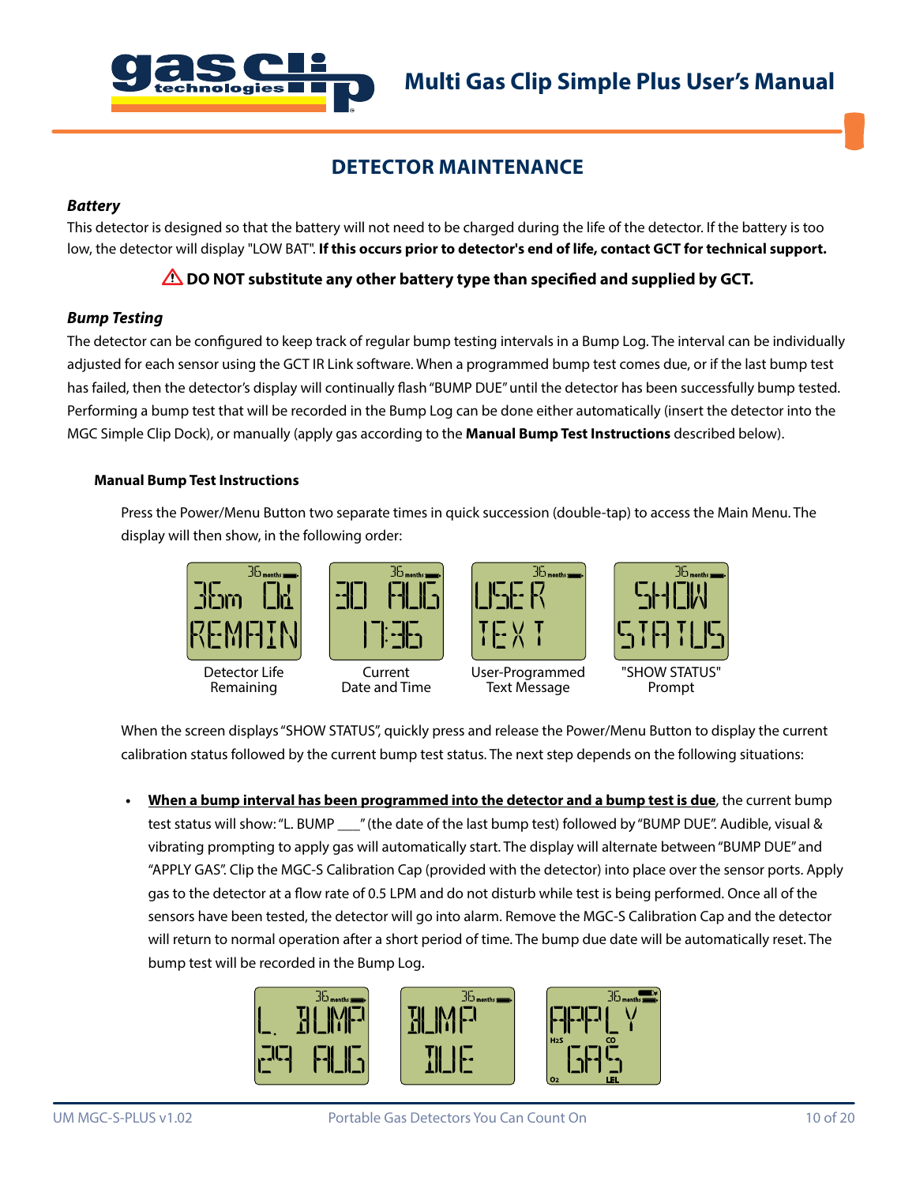## DETECTOR MAINTENANCE

### *Battery*

This detector is designed so that the battery will not need to be charged during the life of the detector. If the battery is too low, the detector will display "LOW BAT". **If this occurs prior to detector's end of life, contact GCT for technical support.**

⚠ **DO NOT substitute any other battery type than specified and supplied by GCT.**

### *Bump Testing*

The detector can be configured to keep track of regular bump testing intervals in a Bump Log. The interval can be individually adjusted for each sensor using the GCT IR Link software. When a programmed bump test comes due, or if the last bump test has failed, then the detector's display will continually flash "BUMP DUE" until the detector has been successfully bump tested. Performing a bump test that will be recorded in the Bump Log can be done either automatically (insert the detector into the MGC Simple Clip Dock), or manually (apply gas according to the **Manual Bump Test Instructions** described below).

#### Manual Bump Test Instructions

Press the Power/Menu Button two separate times in quick succession (double-tap) to access the Main Menu. The display will then show, in the following order:

Detector Life Remaining | Current Date and Time | User-Programmed Text Message | "SHOW STATUS" Prompt

When the screen displays "SHOW STATUS", quickly press and release the Power/Menu Button to display the current calibration status followed by the current bump test status. The next step depends on the following situations:

- **When a bump interval has been programmed into the detector and a bump test is due**, the current bump test status will show: "L. BUMP ___" (the date of the last bump test) followed by "BUMP DUE". Audible, visual & vibrating prompting to apply gas will automatically start. The display will alternate between "BUMP DUE" and "APPLY GAS". Clip the MGC-S Calibration Cap (provided with the detector) into place over the sensor ports. Apply gas to the detector at a flow rate of 0.5 LPM and do not disturb while test is being performed. Once all of the sensors have been tested, the detector will go into alarm. Remove the MGC-S Calibration Cap and the detector will return to normal operation after a short period of time. The bump due date will be automatically reset. The bump test will be recorded in the Bump Log.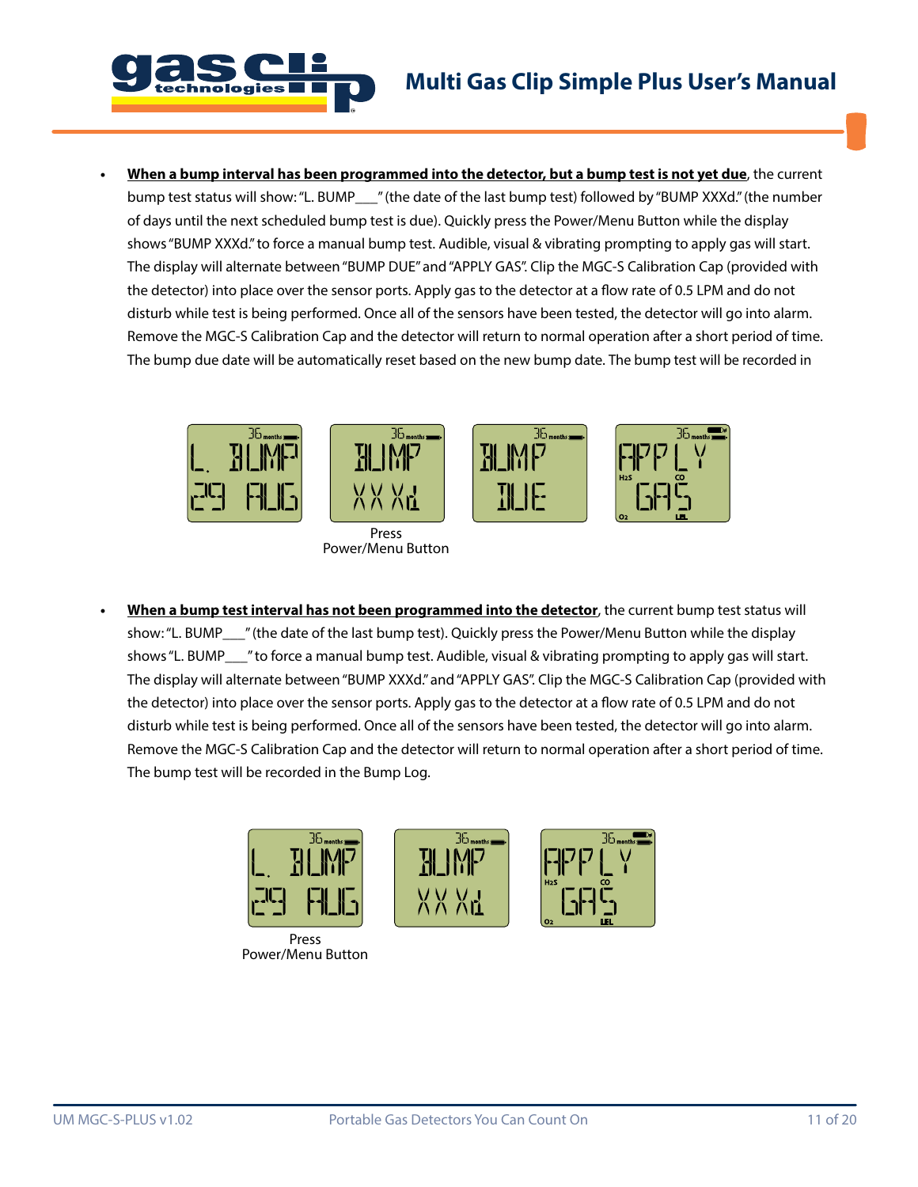- **When a bump interval has been programmed into the detector, but a bump test is not yet due**, the current bump test status will show: "L. BUMP___" (the date of the last bump test) followed by "BUMP XXXd." (the number of days until the next scheduled bump test is due). Quickly press the Power/Menu Button while the display shows "BUMP XXXd." to force a manual bump test. Audible, visual & vibrating prompting to apply gas will start. The display will alternate between "BUMP DUE" and "APPLY GAS". Clip the MGC-S Calibration Cap (provided with the detector) into place over the sensor ports. Apply gas to the detector at a flow rate of 0.5 LPM and do not disturb while test is being performed. Once all of the sensors have been tested, the detector will go into alarm. Remove the MGC-S Calibration Cap and the detector will return to normal operation after a short period of time. The bump due date will be automatically reset based on the new bump date. The bump test will be recorded in

Press Power/Menu Button

- **When a bump test interval has not been programmed into the detector**, the current bump test status will show: "L. BUMP___" (the date of the last bump test). Quickly press the Power/Menu Button while the display shows "L. BUMP___" to force a manual bump test. Audible, visual & vibrating prompting to apply gas will start. The display will alternate between "BUMP XXXd." and "APPLY GAS". Clip the MGC-S Calibration Cap (provided with the detector) into place over the sensor ports. Apply gas to the detector at a flow rate of 0.5 LPM and do not disturb while test is being performed. Once all of the sensors have been tested, the detector will go into alarm. Remove the MGC-S Calibration Cap and the detector will return to normal operation after a short period of time. The bump test will be recorded in the Bump Log.

Press Power/Menu Button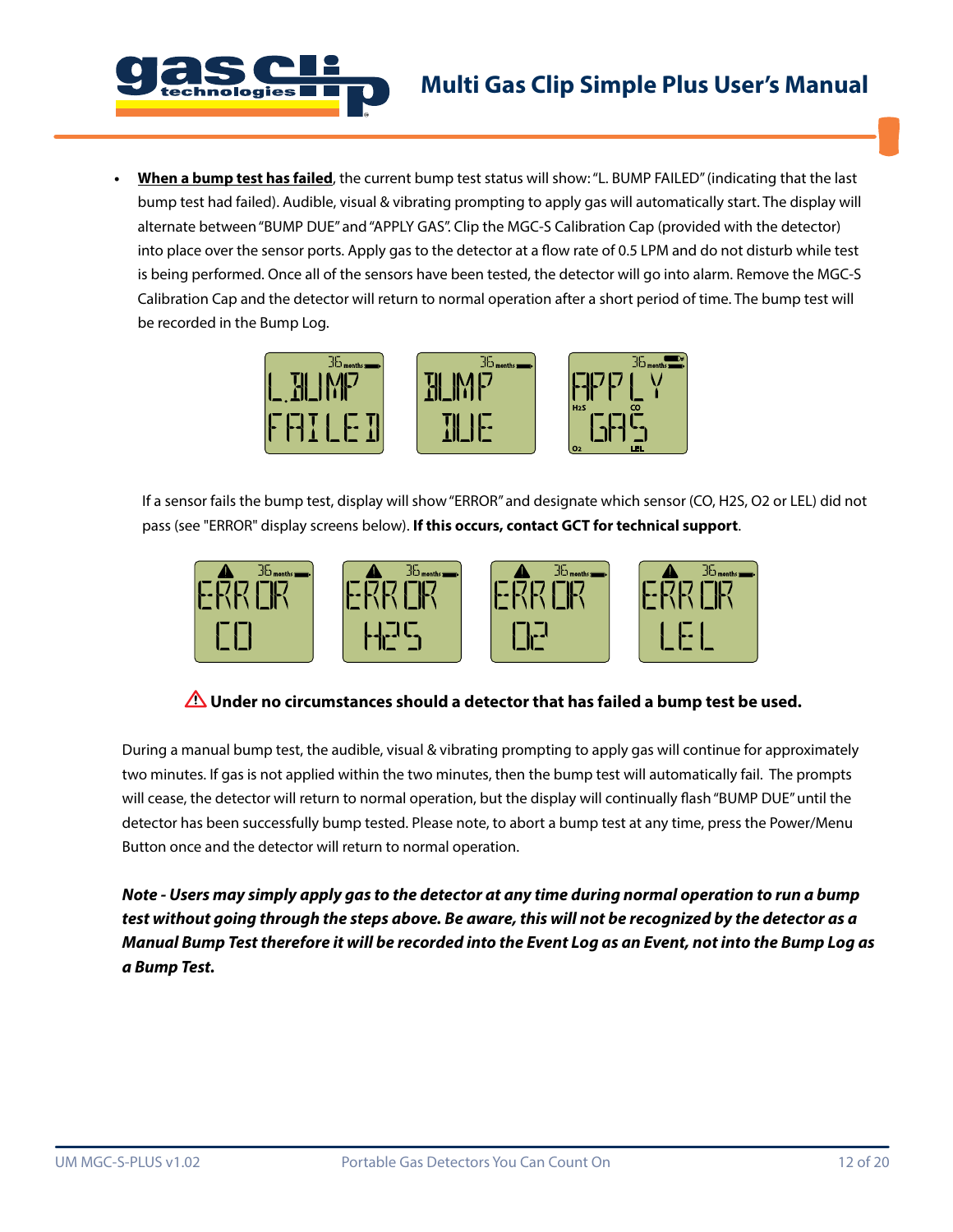- **When a bump test has failed**, the current bump test status will show: "L. BUMP FAILED" (indicating that the last bump test had failed). Audible, visual & vibrating prompting to apply gas will automatically start. The display will alternate between "BUMP DUE" and "APPLY GAS". Clip the MGC-S Calibration Cap (provided with the detector) into place over the sensor ports. Apply gas to the detector at a flow rate of 0.5 LPM and do not disturb while test is being performed. Once all of the sensors have been tested, the detector will go into alarm. Remove the MGC-S Calibration Cap and the detector will return to normal operation after a short period of time. The bump test will be recorded in the Bump Log.

If a sensor fails the bump test, display will show "ERROR" and designate which sensor (CO, H2S, O2 or LEL) did not pass (see "ERROR" display screens below). **If this occurs, contact GCT for technical support**.

⚠ **Under no circumstances should a detector that has failed a bump test be used.**

During a manual bump test, the audible, visual & vibrating prompting to apply gas will continue for approximately two minutes. If gas is not applied within the two minutes, then the bump test will automatically fail. The prompts will cease, the detector will return to normal operation, but the display will continually flash "BUMP DUE" until the detector has been successfully bump tested. Please note, to abort a bump test at any time, press the Power/Menu Button once and the detector will return to normal operation.

***Note - Users may simply apply gas to the detector at any time during normal operation to run a bump test without going through the steps above. Be aware, this will not be recognized by the detector as a Manual Bump Test therefore it will be recorded into the Event Log as an Event, not into the Bump Log as a Bump Test.***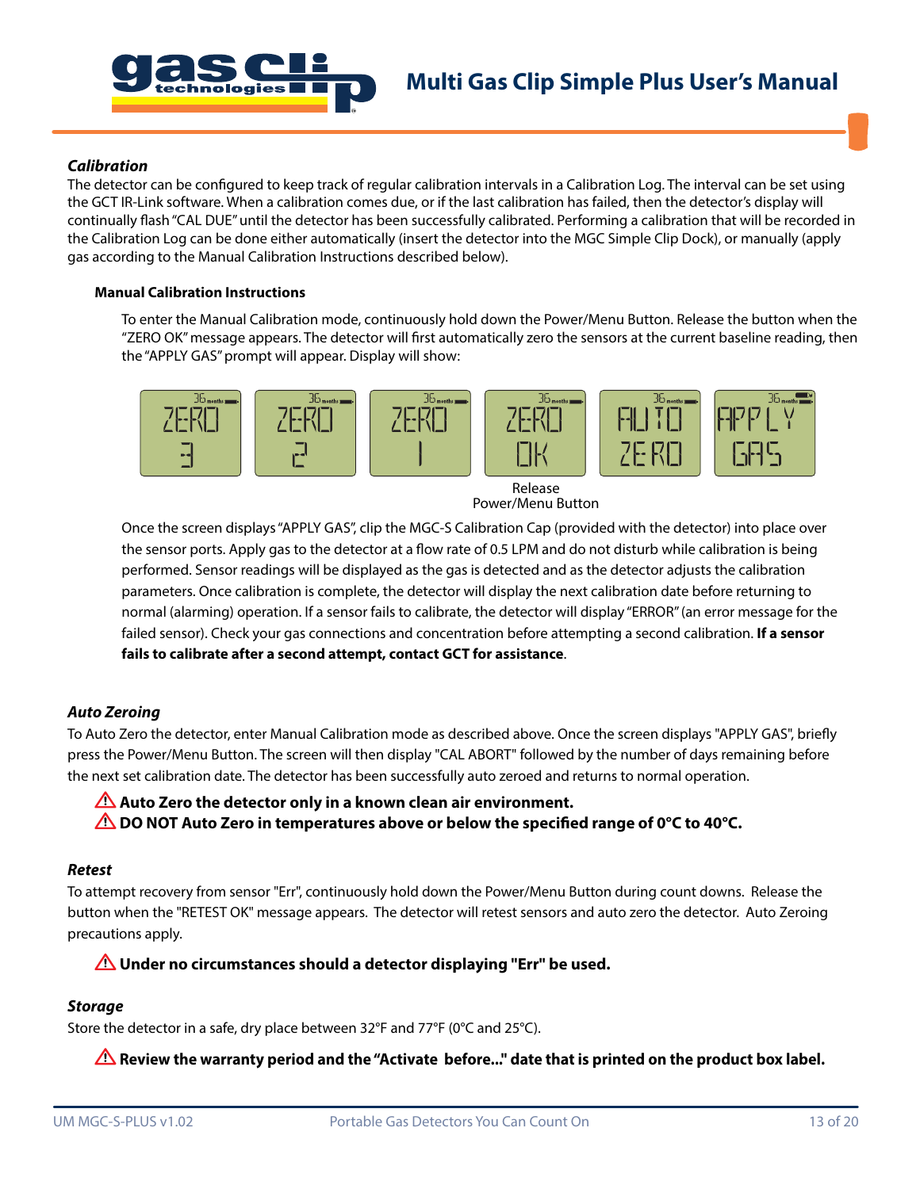### *Calibration*

The detector can be configured to keep track of regular calibration intervals in a Calibration Log. The interval can be set using the GCT IR-Link software. When a calibration comes due, or if the last calibration has failed, then the detector's display will continually flash "CAL DUE" until the detector has been successfully calibrated. Performing a calibration that will be recorded in the Calibration Log can be done either automatically (insert the detector into the MGC Simple Clip Dock), or manually (apply gas according to the Manual Calibration Instructions described below).

#### Manual Calibration Instructions

To enter the Manual Calibration mode, continuously hold down the Power/Menu Button. Release the button when the "ZERO OK" message appears. The detector will first automatically zero the sensors at the current baseline reading, then the "APPLY GAS" prompt will appear. Display will show:

| ZERO 3 | ZERO 2 | ZERO 1 | ZERO OK | AUTO ZERO | APPLY GAS |
|---|---|---|---|---|---|

Release Power/Menu Button

Once the screen displays "APPLY GAS", clip the MGC-S Calibration Cap (provided with the detector) into place over the sensor ports. Apply gas to the detector at a flow rate of 0.5 LPM and do not disturb while calibration is being performed. Sensor readings will be displayed as the gas is detected and as the detector adjusts the calibration parameters. Once calibration is complete, the detector will display the next calibration date before returning to normal (alarming) operation. If a sensor fails to calibrate, the detector will display "ERROR" (an error message for the failed sensor). Check your gas connections and concentration before attempting a second calibration. **If a sensor fails to calibrate after a second attempt, contact GCT for assistance**.

### *Auto Zeroing*

To Auto Zero the detector, enter Manual Calibration mode as described above. Once the screen displays "APPLY GAS", briefly press the Power/Menu Button. The screen will then display "CAL ABORT" followed by the number of days remaining before the next set calibration date. The detector has been successfully auto zeroed and returns to normal operation.

⚠ **Auto Zero the detector only in a known clean air environment.**
⚠ **DO NOT Auto Zero in temperatures above or below the specified range of 0°C to 40°C.**

### *Retest*

To attempt recovery from sensor "Err", continuously hold down the Power/Menu Button during count downs. Release the button when the "RETEST OK" message appears. The detector will retest sensors and auto zero the detector. Auto Zeroing precautions apply.

⚠ **Under no circumstances should a detector displaying "Err" be used.**

### *Storage*

Store the detector in a safe, dry place between 32°F and 77°F (0°C and 25°C).

⚠ **Review the warranty period and the "Activate before..." date that is printed on the product box label.**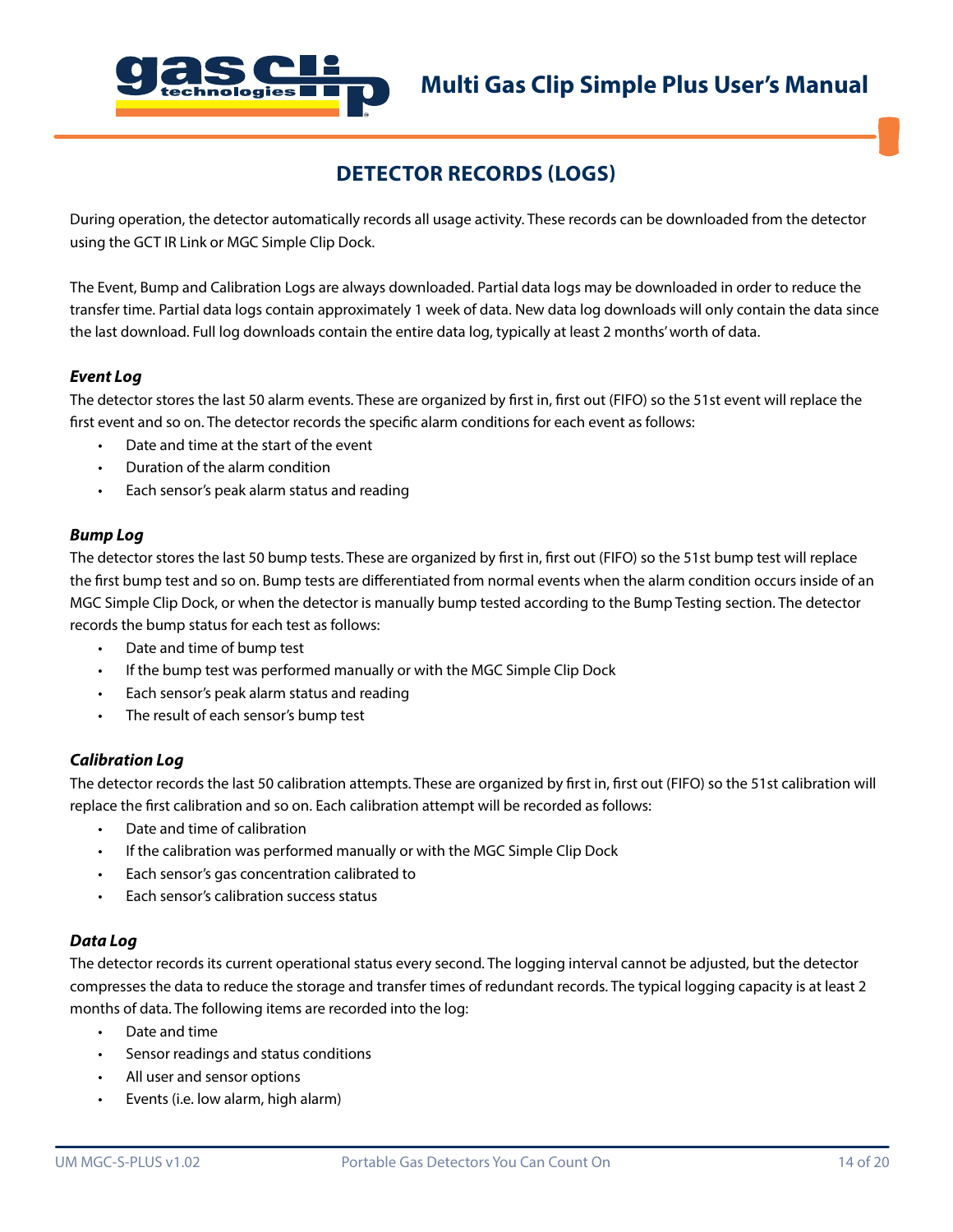# DETECTOR RECORDS (LOGS)

During operation, the detector automatically records all usage activity. These records can be downloaded from the detector using the GCT IR Link or MGC Simple Clip Dock.

The Event, Bump and Calibration Logs are always downloaded. Partial data logs may be downloaded in order to reduce the transfer time. Partial data logs contain approximately 1 week of data. New data log downloads will only contain the data since the last download. Full log downloads contain the entire data log, typically at least 2 months' worth of data.

### *Event Log*

The detector stores the last 50 alarm events. These are organized by first in, first out (FIFO) so the 51st event will replace the first event and so on. The detector records the specific alarm conditions for each event as follows:

- Date and time at the start of the event
- Duration of the alarm condition
- Each sensor's peak alarm status and reading

### *Bump Log*

The detector stores the last 50 bump tests. These are organized by first in, first out (FIFO) so the 51st bump test will replace the first bump test and so on. Bump tests are differentiated from normal events when the alarm condition occurs inside of an MGC Simple Clip Dock, or when the detector is manually bump tested according to the Bump Testing section. The detector records the bump status for each test as follows:

- Date and time of bump test
- If the bump test was performed manually or with the MGC Simple Clip Dock
- Each sensor's peak alarm status and reading
- The result of each sensor's bump test

### *Calibration Log*

The detector records the last 50 calibration attempts. These are organized by first in, first out (FIFO) so the 51st calibration will replace the first calibration and so on. Each calibration attempt will be recorded as follows:

- Date and time of calibration
- If the calibration was performed manually or with the MGC Simple Clip Dock
- Each sensor's gas concentration calibrated to
- Each sensor's calibration success status

### *Data Log*

The detector records its current operational status every second. The logging interval cannot be adjusted, but the detector compresses the data to reduce the storage and transfer times of redundant records. The typical logging capacity is at least 2 months of data. The following items are recorded into the log:

- Date and time
- Sensor readings and status conditions
- All user and sensor options
- Events (i.e. low alarm, high alarm)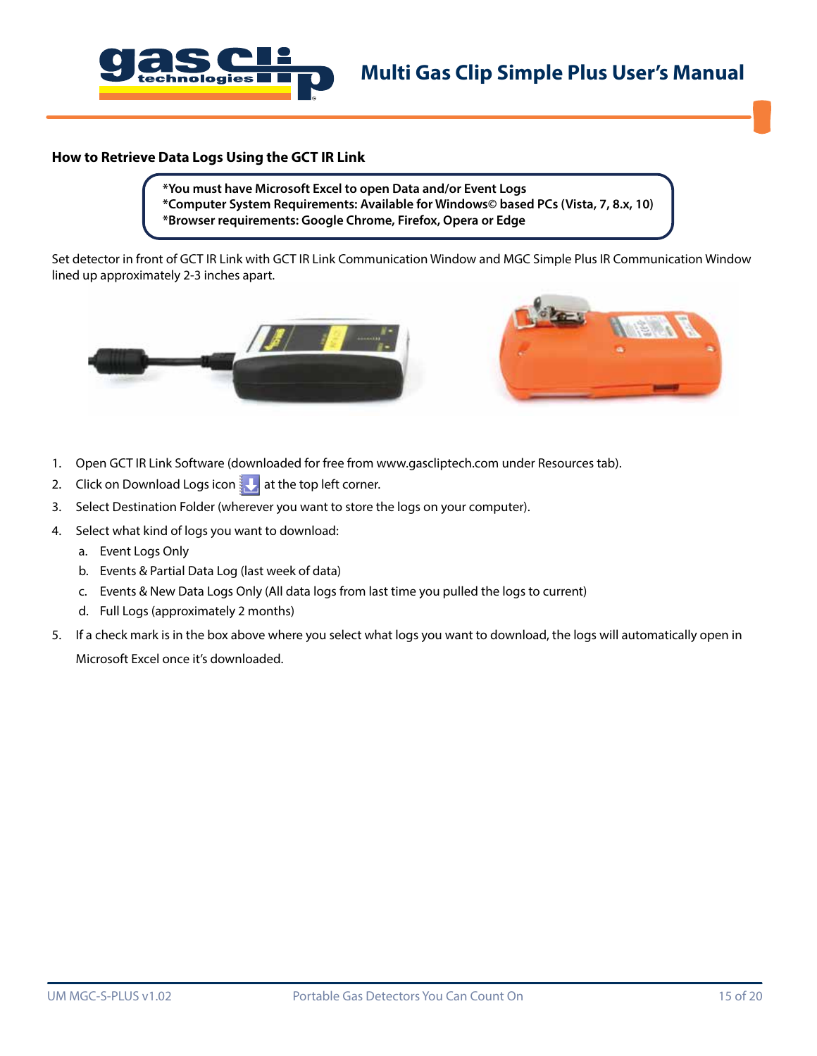## How to Retrieve Data Logs Using the GCT IR Link

**\*You must have Microsoft Excel to open Data and/or Event Logs**
**\*Computer System Requirements: Available for Windows© based PCs (Vista, 7, 8.x, 10)**
**\*Browser requirements: Google Chrome, Firefox, Opera or Edge**

Set detector in front of GCT IR Link with GCT IR Link Communication Window and MGC Simple Plus IR Communication Window lined up approximately 2-3 inches apart.

1. Open GCT IR Link Software (downloaded for free from www.gascliptech.com under Resources tab).
2. Click on Download Logs icon at the top left corner.
3. Select Destination Folder (wherever you want to store the logs on your computer).
4. Select what kind of logs you want to download:
   a. Event Logs Only
   b. Events & Partial Data Log (last week of data)
   c. Events & New Data Logs Only (All data logs from last time you pulled the logs to current)
   d. Full Logs (approximately 2 months)
5. If a check mark is in the box above where you select what logs you want to download, the logs will automatically open in Microsoft Excel once it's downloaded.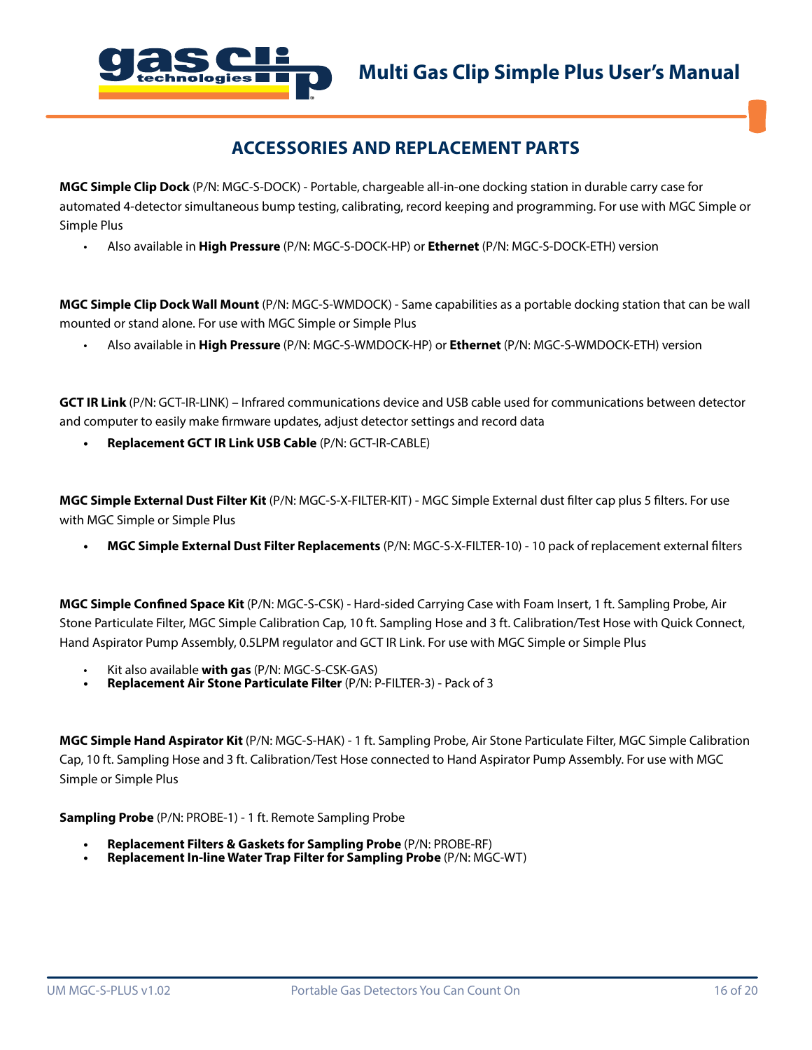## ACCESSORIES AND REPLACEMENT PARTS

**MGC Simple Clip Dock** (P/N: MGC-S-DOCK) - Portable, chargeable all-in-one docking station in durable carry case for automated 4-detector simultaneous bump testing, calibrating, record keeping and programming. For use with MGC Simple or Simple Plus

- Also available in **High Pressure** (P/N: MGC-S-DOCK-HP) or **Ethernet** (P/N: MGC-S-DOCK-ETH) version

**MGC Simple Clip Dock Wall Mount** (P/N: MGC-S-WMDOCK) - Same capabilities as a portable docking station that can be wall mounted or stand alone. For use with MGC Simple or Simple Plus

- Also available in **High Pressure** (P/N: MGC-S-WMDOCK-HP) or **Ethernet** (P/N: MGC-S-WMDOCK-ETH) version

**GCT IR Link** (P/N: GCT-IR-LINK) – Infrared communications device and USB cable used for communications between detector and computer to easily make firmware updates, adjust detector settings and record data

- **Replacement GCT IR Link USB Cable** (P/N: GCT-IR-CABLE)

**MGC Simple External Dust Filter Kit** (P/N: MGC-S-X-FILTER-KIT) - MGC Simple External dust filter cap plus 5 filters. For use with MGC Simple or Simple Plus

- **MGC Simple External Dust Filter Replacements** (P/N: MGC-S-X-FILTER-10) - 10 pack of replacement external filters

**MGC Simple Confined Space Kit** (P/N: MGC-S-CSK) - Hard-sided Carrying Case with Foam Insert, 1 ft. Sampling Probe, Air Stone Particulate Filter, MGC Simple Calibration Cap, 10 ft. Sampling Hose and 3 ft. Calibration/Test Hose with Quick Connect, Hand Aspirator Pump Assembly, 0.5LPM regulator and GCT IR Link. For use with MGC Simple or Simple Plus

- Kit also available **with gas** (P/N: MGC-S-CSK-GAS)
- **Replacement Air Stone Particulate Filter** (P/N: P-FILTER-3) - Pack of 3

**MGC Simple Hand Aspirator Kit** (P/N: MGC-S-HAK) - 1 ft. Sampling Probe, Air Stone Particulate Filter, MGC Simple Calibration Cap, 10 ft. Sampling Hose and 3 ft. Calibration/Test Hose connected to Hand Aspirator Pump Assembly. For use with MGC Simple or Simple Plus

**Sampling Probe** (P/N: PROBE-1) - 1 ft. Remote Sampling Probe

- **Replacement Filters & Gaskets for Sampling Probe** (P/N: PROBE-RF)
- **Replacement In-line Water Trap Filter for Sampling Probe** (P/N: MGC-WT)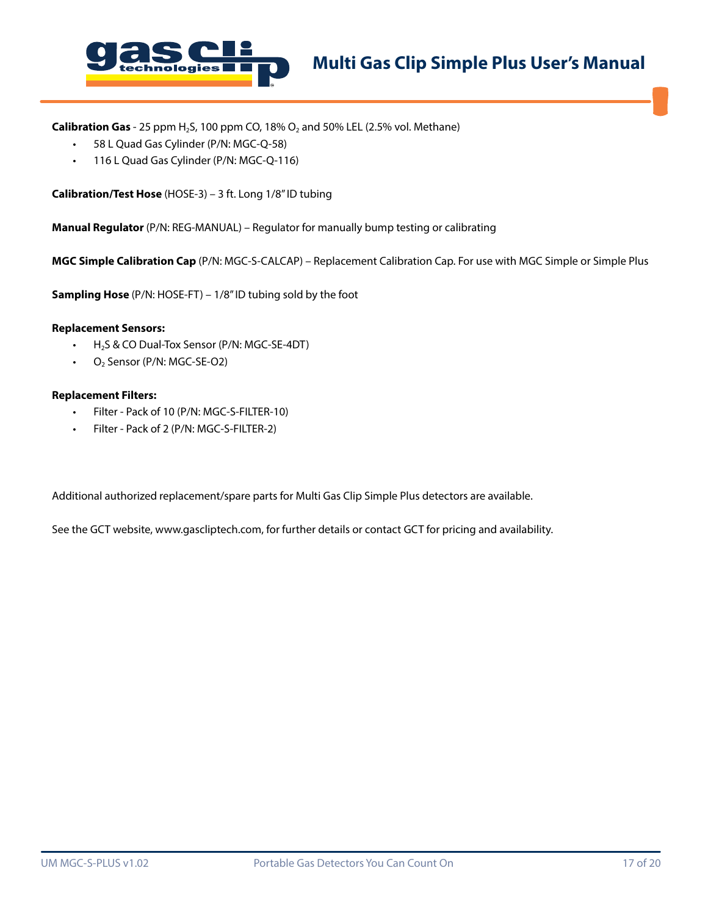**Calibration Gas** - 25 ppm $H_2S$, 100 ppm CO, 18% $O_2$ and 50% LEL (2.5% vol. Methane)

- 58 L Quad Gas Cylinder (P/N: MGC-Q-58)
- 116 L Quad Gas Cylinder (P/N: MGC-Q-116)

**Calibration/Test Hose** (HOSE-3) – 3 ft. Long 1/8" ID tubing

**Manual Regulator** (P/N: REG-MANUAL) – Regulator for manually bump testing or calibrating

**MGC Simple Calibration Cap** (P/N: MGC-S-CALCAP) – Replacement Calibration Cap. For use with MGC Simple or Simple Plus

**Sampling Hose** (P/N: HOSE-FT) – 1/8" ID tubing sold by the foot

**Replacement Sensors:**

- $H_2S$ & CO Dual-Tox Sensor (P/N: MGC-SE-4DT)
- $O_2$ Sensor (P/N: MGC-SE-O2)

**Replacement Filters:**

- Filter - Pack of 10 (P/N: MGC-S-FILTER-10)
- Filter - Pack of 2 (P/N: MGC-S-FILTER-2)

Additional authorized replacement/spare parts for Multi Gas Clip Simple Plus detectors are available.

See the GCT website, www.gascliptech.com, for further details or contact GCT for pricing and availability.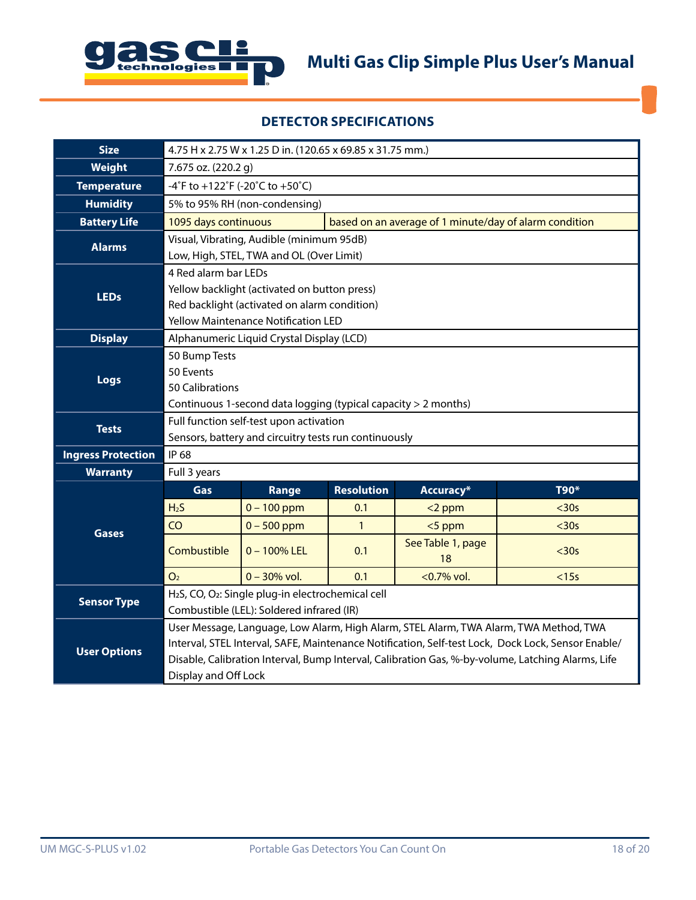## DETECTOR SPECIFICATIONS

| | | | | | |
|---|---|---|---|---|---|
| **Size** | 4.75 H x 2.75 W x 1.25 D in. (120.65 x 69.85 x 31.75 mm.) | | | | |
| **Weight** | 7.675 oz. (220.2 g) | | | | |
| **Temperature** | -4˚F to +122˚F (-20˚C to +50˚C) | | | | |
| **Humidity** | 5% to 95% RH (non-condensing) | | | | |
| **Battery Life** | 1095 days continuous | based on an average of 1 minute/day of alarm condition | | | |
| **Alarms** | Visual, Vibrating, Audible (minimum 95dB)<br>Low, High, STEL, TWA and OL (Over Limit) | | | | |
| **LEDs** | 4 Red alarm bar LEDs<br>Yellow backlight (activated on button press)<br>Red backlight (activated on alarm condition)<br>Yellow Maintenance Notification LED | | | | |
| **Display** | Alphanumeric Liquid Crystal Display (LCD) | | | | |
| **Logs** | 50 Bump Tests<br>50 Events<br>50 Calibrations<br>Continuous 1-second data logging (typical capacity > 2 months) | | | | |
| **Tests** | Full function self-test upon activation<br>Sensors, battery and circuitry tests run continuously | | | | |
| **Ingress Protection** | IP 68 | | | | |
| **Warranty** | Full 3 years | | | | |
| **Gases** | **Gas** | **Range** | **Resolution** | **Accuracy*** | **T90*** |
| | $H_2S$ | 0 – 100 ppm | 0.1 | <2 ppm | <30s |
| | CO | 0 – 500 ppm | 1 | <5 ppm | <30s |
| | Combustible | 0 – 100% LEL | 0.1 | See Table 1, page 18 | <30s |
| | $O_2$ | 0 – 30% vol. | 0.1 | <0.7% vol. | <15s |
| **Sensor Type** | $H_2S$, CO, $O_2$: Single plug-in electrochemical cell<br>Combustible (LEL): Soldered infrared (IR) | | | | |
| **User Options** | User Message, Language, Low Alarm, High Alarm, STEL Alarm, TWA Alarm, TWA Method, TWA Interval, STEL Interval, SAFE, Maintenance Notification, Self-test Lock, Dock Lock, Sensor Enable/Disable, Calibration Interval, Bump Interval, Calibration Gas, %-by-volume, Latching Alarms, Life Display and Off Lock | | | | |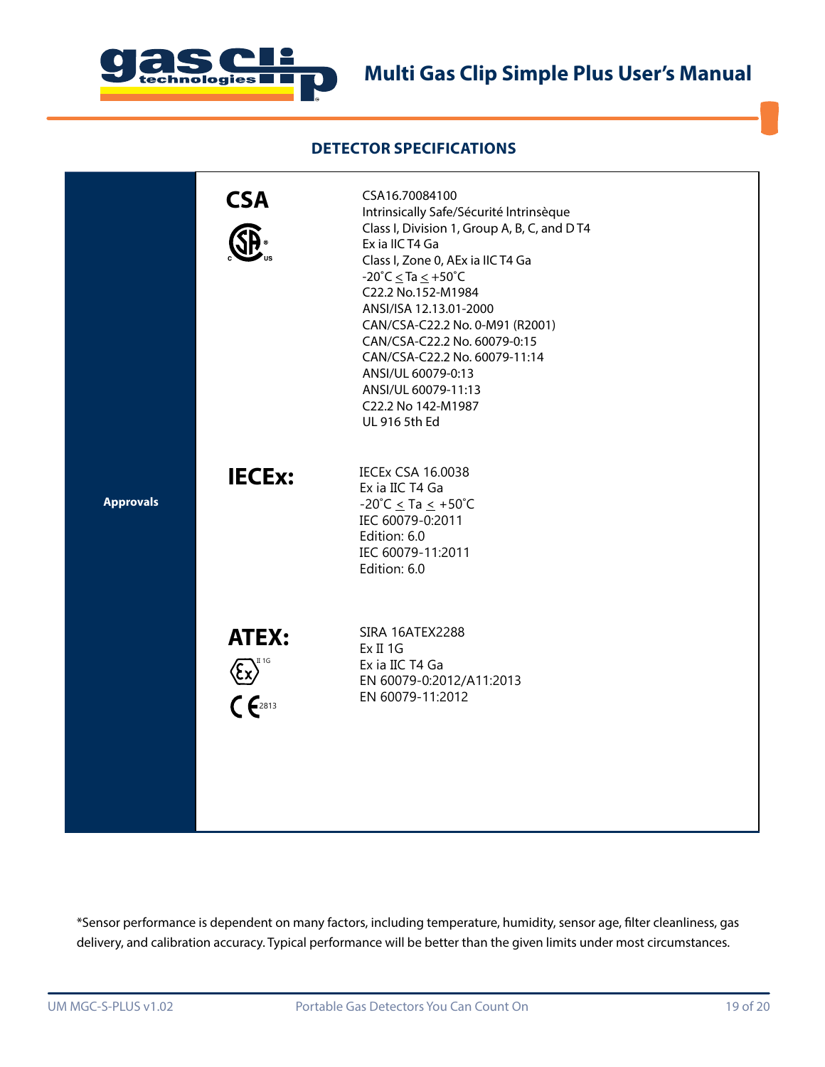## DETECTOR SPECIFICATIONS

| | | |
|---|---|---|
| **Approvals** | **CSA** | CSA16.70084100<br>Intrinsically Safe/Sécurité Intrinsèque<br>Class I, Division 1, Group A, B, C, and D T4<br>Ex ia IIC T4 Ga<br>Class I, Zone 0, AEx ia IIC T4 Ga<br>-20˚C ≤ Ta ≤ +50˚C<br>C22.2 No.152-M1984<br>ANSI/ISA 12.13.01-2000<br>CAN/CSA-C22.2 No. 0-M91 (R2001)<br>CAN/CSA-C22.2 No. 60079-0:15<br>CAN/CSA-C22.2 No. 60079-11:14<br>ANSI/UL 60079-0:13<br>ANSI/UL 60079-11:13<br>C22.2 No 142-M1987<br>UL 916 5th Ed |
| | **IECEx:** | IECEx CSA 16.0038<br>Ex ia IIC T4 Ga<br>-20˚C ≤ Ta ≤ +50˚C<br>IEC 60079-0:2011<br>Edition: 6.0<br>IEC 60079-11:2011<br>Edition: 6.0 |
| | **ATEX:**<br>II 1G<br>CE 2813 | SIRA 16ATEX2288<br>Ex II 1G<br>Ex ia IIC T4 Ga<br>EN 60079-0:2012/A11:2013<br>EN 60079-11:2012 |

*Sensor performance is dependent on many factors, including temperature, humidity, sensor age, filter cleanliness, gas delivery, and calibration accuracy. Typical performance will be better than the given limits under most circumstances.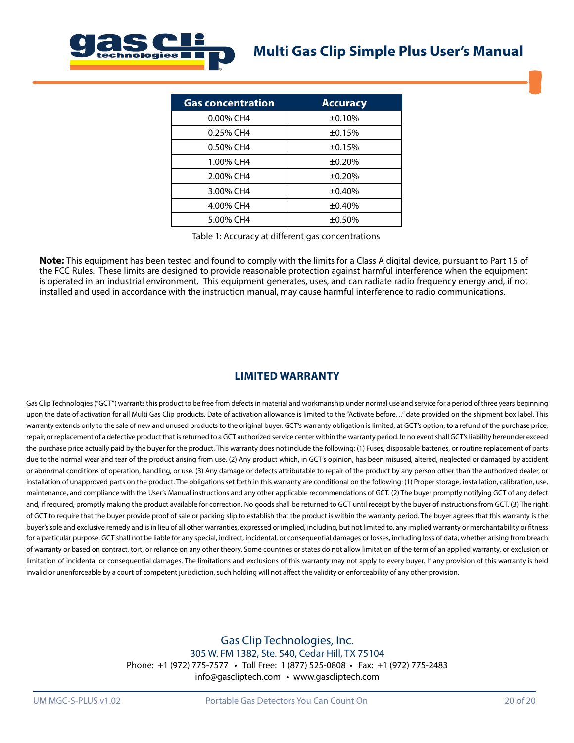| Gas concentration | Accuracy |
|---|---|
| 0.00% CH4 | ±0.10% |
| 0.25% CH4 | ±0.15% |
| 0.50% CH4 | ±0.15% |
| 1.00% CH4 | ±0.20% |
| 2.00% CH4 | ±0.20% |
| 3.00% CH4 | ±0.40% |
| 4.00% CH4 | ±0.40% |
| 5.00% CH4 | ±0.50% |

Table 1: Accuracy at different gas concentrations

**Note:** This equipment has been tested and found to comply with the limits for a Class A digital device, pursuant to Part 15 of the FCC Rules. These limits are designed to provide reasonable protection against harmful interference when the equipment is operated in an industrial environment. This equipment generates, uses, and can radiate radio frequency energy and, if not installed and used in accordance with the instruction manual, may cause harmful interference to radio communications.

## LIMITED WARRANTY

Gas Clip Technologies ("GCT") warrants this product to be free from defects in material and workmanship under normal use and service for a period of three years beginning upon the date of activation for all Multi Gas Clip products. Date of activation allowance is limited to the "Activate before…" date provided on the shipment box label. This warranty extends only to the sale of new and unused products to the original buyer. GCT's warranty obligation is limited, at GCT's option, to a refund of the purchase price, repair, or replacement of a defective product that is returned to a GCT authorized service center within the warranty period. In no event shall GCT's liability hereunder exceed the purchase price actually paid by the buyer for the product. This warranty does not include the following: (1) Fuses, disposable batteries, or routine replacement of parts due to the normal wear and tear of the product arising from use. (2) Any product which, in GCT's opinion, has been misused, altered, neglected or damaged by accident or abnormal conditions of operation, handling, or use. (3) Any damage or defects attributable to repair of the product by any person other than the authorized dealer, or installation of unapproved parts on the product. The obligations set forth in this warranty are conditional on the following: (1) Proper storage, installation, calibration, use, maintenance, and compliance with the User's Manual instructions and any other applicable recommendations of GCT. (2) The buyer promptly notifying GCT of any defect and, if required, promptly making the product available for correction. No goods shall be returned to GCT until receipt by the buyer of instructions from GCT. (3) The right of GCT to require that the buyer provide proof of sale or packing slip to establish that the product is within the warranty period. The buyer agrees that this warranty is the buyer's sole and exclusive remedy and is in lieu of all other warranties, expressed or implied, including, but not limited to, any implied warranty or merchantability or fitness for a particular purpose. GCT shall not be liable for any special, indirect, incidental, or consequential damages or losses, including loss of data, whether arising from breach of warranty or based on contract, tort, or reliance on any other theory. Some countries or states do not allow limitation of the term of an applied warranty, or exclusion or limitation of incidental or consequential damages. The limitations and exclusions of this warranty may not apply to every buyer. If any provision of this warranty is held invalid or unenforceable by a court of competent jurisdiction, such holding will not affect the validity or enforceability of any other provision.

Gas Clip Technologies, Inc.
305 W. FM 1382, Ste. 540, Cedar Hill, TX 75104
Phone: +1 (972) 775-7577 • Toll Free: 1 (877) 525-0808 • Fax: +1 (972) 775-2483
info@gascliptech.com • www.gascliptech.com